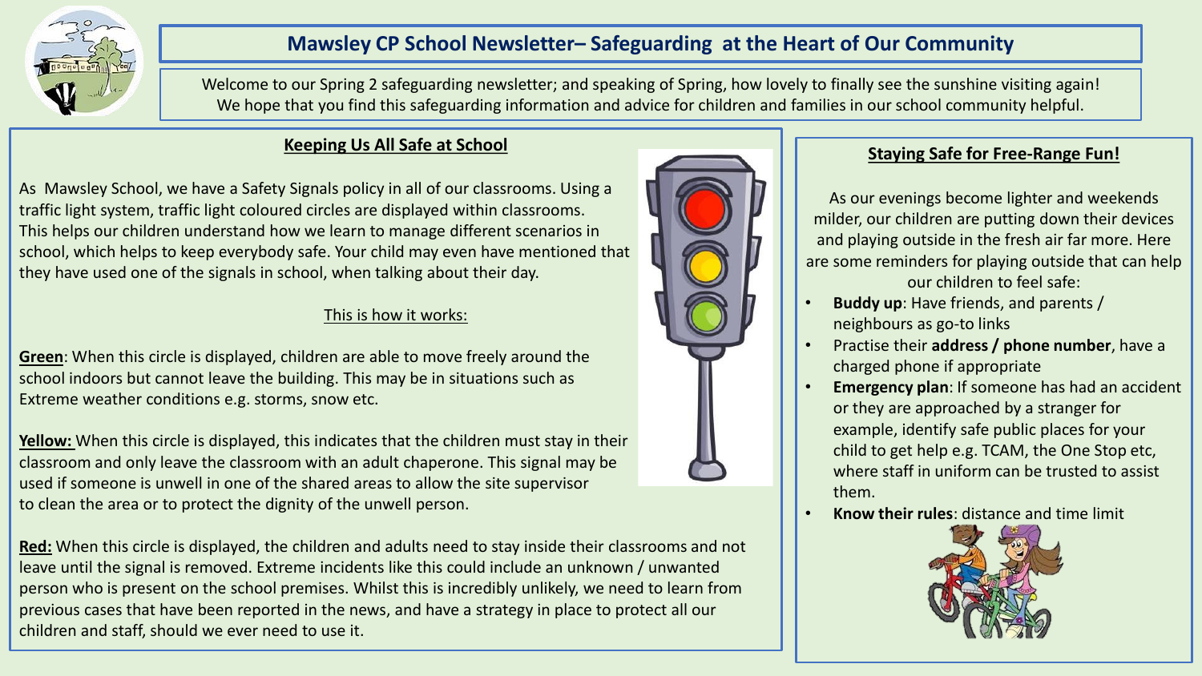# Mawsley CP School Newsletter– Safeguarding at the Heart of Our Community

Welcome to our Spring 2 safeguarding newsletter; and speaking of Spring, how lovely to finally see the sunshine visiting again! We hope that you find this safeguarding information and advice for children and families in our school community helpful.

## Keeping Us All Safe at School

As Mawsley School, we have a Safety Signals policy in all of our classrooms. Using a traffic light system, traffic light coloured circles are displayed within classrooms. This helps our children understand how we learn to manage different scenarios in school, which helps to keep everybody safe. Your child may even have mentioned that they have used one of the signals in school, when talking about their day.

This is how it works:

**Green**: When this circle is displayed, children are able to move freely around the school indoors but cannot leave the building. This may be in situations such as Extreme weather conditions e.g. storms, snow etc.

**Yellow:** When this circle is displayed, this indicates that the children must stay in their classroom and only leave the classroom with an adult chaperone. This signal may be used if someone is unwell in one of the shared areas to allow the site supervisor to clean the area or to protect the dignity of the unwell person.

**Red:** When this circle is displayed, the children and adults need to stay inside their classrooms and not leave until the signal is removed. Extreme incidents like this could include an unknown / unwanted person who is present on the school premises. Whilst this is incredibly unlikely, we need to learn from previous cases that have been reported in the news, and have a strategy in place to protect all our children and staff, should we ever need to use it.

## Staying Safe for Free-Range Fun!

As our evenings become lighter and weekends milder, our children are putting down their devices and playing outside in the fresh air far more. Here are some reminders for playing outside that can help our children to feel safe:

- **Buddy up**: Have friends, and parents / neighbours as go-to links
- Practise their **address / phone number**, have a charged phone if appropriate
- **Emergency plan**: If someone has had an accident or they are approached by a stranger for example, identify safe public places for your child to get help e.g. TCAM, the One Stop etc, where staff in uniform can be trusted to assist them.
- **Know their rules**: distance and time limit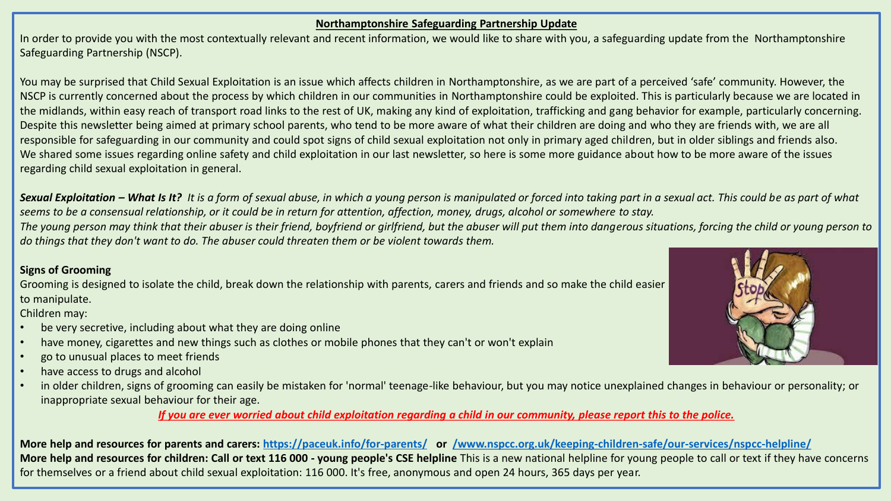## Northamptonshire Safeguarding Partnership Update

In order to provide you with the most contextually relevant and recent information, we would like to share with you, a safeguarding update from the Northamptonshire Safeguarding Partnership (NSCP).

You may be surprised that Child Sexual Exploitation is an issue which affects children in Northamptonshire, as we are part of a perceived 'safe' community. However, the NSCP is currently concerned about the process by which children in our communities in Northamptonshire could be exploited. This is particularly because we are located in the midlands, within easy reach of transport road links to the rest of UK, making any kind of exploitation, trafficking and gang behavior for example, particularly concerning. Despite this newsletter being aimed at primary school parents, who tend to be more aware of what their children are doing and who they are friends with, we are all responsible for safeguarding in our community and could spot signs of child sexual exploitation not only in primary aged children, but in older siblings and friends also. We shared some issues regarding online safety and child exploitation in our last newsletter, so here is some more guidance about how to be more aware of the issues regarding child sexual exploitation in general.

***Sexual Exploitation – What Is It?*** *It is a form of sexual abuse, in which a young person is manipulated or forced into taking part in a sexual act. This could be as part of what seems to be a consensual relationship, or it could be in return for attention, affection, money, drugs, alcohol or somewhere to stay.*
*The young person may think that their abuser is their friend, boyfriend or girlfriend, but the abuser will put them into dangerous situations, forcing the child or young person to do things that they don't want to do. The abuser could threaten them or be violent towards them.*

**Signs of Grooming**

Grooming is designed to isolate the child, break down the relationship with parents, carers and friends and so make the child easier to manipulate.

Children may:

- be very secretive, including about what they are doing online
- have money, cigarettes and new things such as clothes or mobile phones that they can't or won't explain
- go to unusual places to meet friends
- have access to drugs and alcohol
- in older children, signs of grooming can easily be mistaken for 'normal' teenage-like behaviour, but you may notice unexplained changes in behaviour or personality; or inappropriate sexual behaviour for their age.

***If you are ever worried about child exploitation regarding a child in our community, please report this to the police.***

**More help and resources for parents and carers: https://paceuk.info/for-parents/ or /www.nspcc.org.uk/keeping-children-safe/our-services/nspcc-helpline/**

**More help and resources for children: Call or text 116 000 - young people's CSE helpline** This is a new national helpline for young people to call or text if they have concerns for themselves or a friend about child sexual exploitation: 116 000. It's free, anonymous and open 24 hours, 365 days per year.